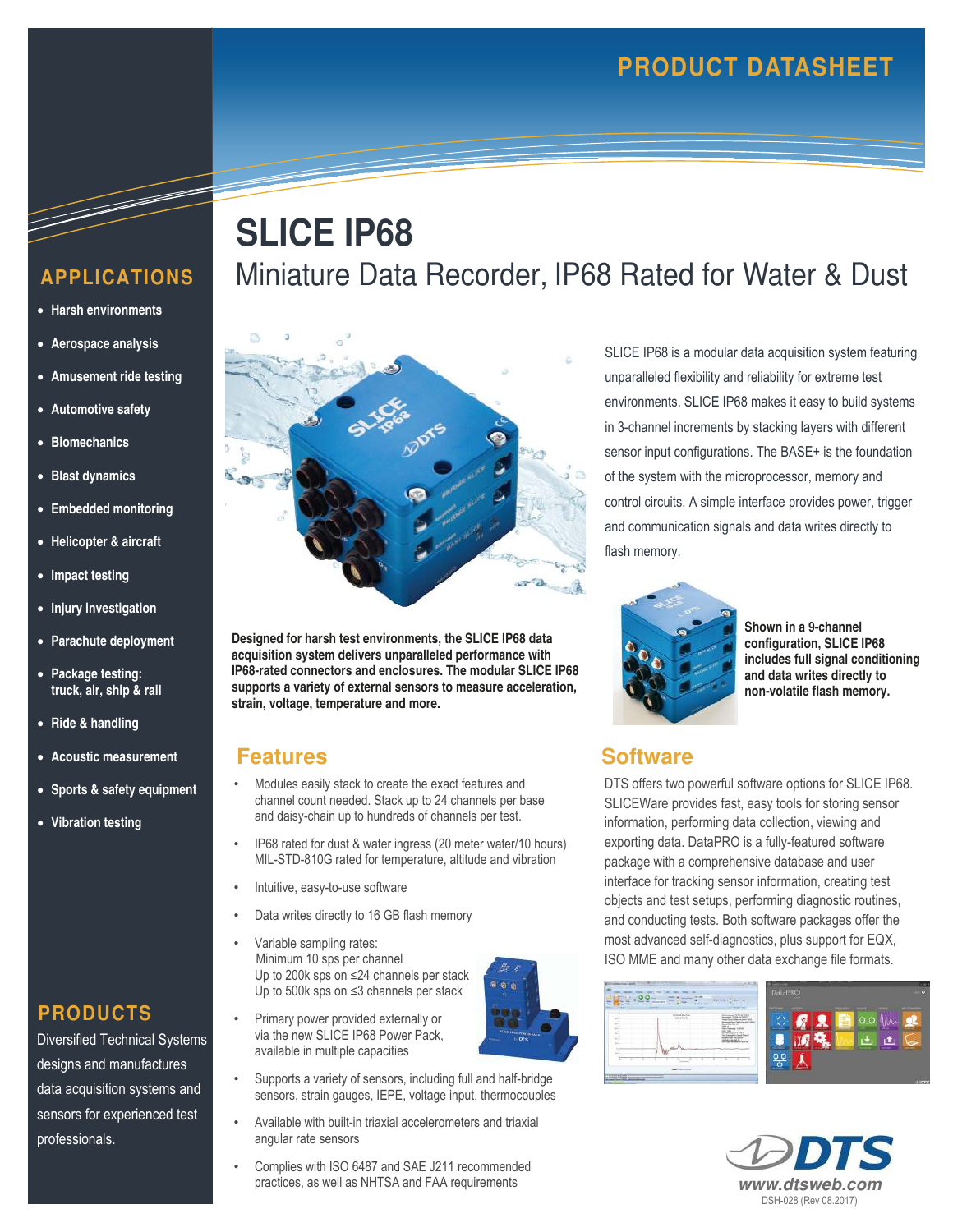PRODUCT DATASHEET

# SLICE IP68

## Miniature Data Recorder, IP68 Rated for Water & Dust

SLICE IP68 is a modular data acquisition system featuring unparalleled flexibility and reliability for extreme test environments. SLICE IP68 makes it easy to build systems in 3-channel increments by stacking layers with different sensor input configurations. The BASE+ is the foundation of the system with the microprocessor, memory and control circuits. A simple interface provides power, trigger and communication signals and data writes directly to flash memory.

**Designed for harsh test environments, the SLICE IP68 data acquisition system delivers unparalleled performance with IP68-rated connectors and enclosures. The modular SLICE IP68 supports a variety of external sensors to measure acceleration, strain, voltage, temperature and more.**

**Shown in a 9-channel configuration, SLICE IP68 includes full signal conditioning and data writes directly to non-volatile flash memory.**

## APPLICATIONS

- Harsh environments
- Aerospace analysis
- Amusement ride testing
- Automotive safety
- Biomechanics
- Blast dynamics
- Embedded monitoring
- Helicopter & aircraft
- Impact testing
- Injury investigation
- Parachute deployment
- Package testing: truck, air, ship & rail
- Ride & handling
- Acoustic measurement
- Sports & safety equipment
- Vibration testing

## Features

- Modules easily stack to create the exact features and channel count needed. Stack up to 24 channels per base and daisy-chain up to hundreds of channels per test.
- IP68 rated for dust & water ingress (20 meter water/10 hours) MIL-STD-810G rated for temperature, altitude and vibration
- Intuitive, easy-to-use software
- Data writes directly to 16 GB flash memory
- Variable sampling rates:
  Minimum 10 sps per channel
  Up to 200k sps on ≤24 channels per stack
  Up to 500k sps on ≤3 channels per stack
- Primary power provided externally or via the new SLICE IP68 Power Pack, available in multiple capacities
- Supports a variety of sensors, including full and half-bridge sensors, strain gauges, IEPE, voltage input, thermocouples
- Available with built-in triaxial accelerometers and triaxial angular rate sensors
- Complies with ISO 6487 and SAE J211 recommended practices, as well as NHTSA and FAA requirements

## Software

DTS offers two powerful software options for SLICE IP68. SLICEWare provides fast, easy tools for storing sensor information, performing data collection, viewing and exporting data. DataPRO is a fully-featured software package with a comprehensive database and user interface for tracking sensor information, creating test objects and test setups, performing diagnostic routines, and conducting tests. Both software packages offer the most advanced self-diagnostics, plus support for EQX, ISO MME and many other data exchange file formats.

## PRODUCTS

Diversified Technical Systems designs and manufactures data acquisition systems and sensors for experienced test professionals.

DTS
www.dtsweb.com
DSH-028 (Rev 08.2017)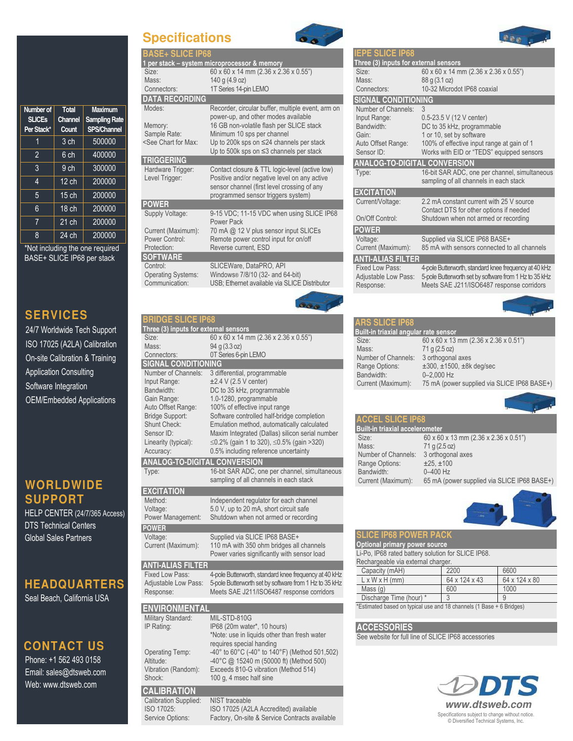| Number of SLICEs Per Stack* | Total Channel Count | Maximum Sampling Rate SPS/Channel |
|---|---|---|
| 1 | 3 ch | 500000 |
| 2 | 6 ch | 400000 |
| 3 | 9 ch | 300000 |
| 4 | 12 ch | 200000 |
| 5 | 15 ch | 200000 |
| 6 | 18 ch | 200000 |
| 7 | 21 ch | 200000 |
| 8 | 24 ch | 200000 |

*Not including the one required BASE+ SLICE IP68 per stack

## SERVICES

24/7 Worldwide Tech Support
ISO 17025 (A2LA) Calibration
On-site Calibration & Training
Application Consulting
Software Integration
OEM/Embedded Applications

## WORLDWIDE SUPPORT

HELP CENTER (24/7/365 Access)
DTS Technical Centers
Global Sales Partners

## HEADQUARTERS

Seal Beach, California USA

## CONTACT US

Phone: +1 562 493 0158
Email: sales@dtsweb.com
Web: www.dtsweb.com

# Specifications

## BASE+ SLICE IP68

**1 per stack – system microprocessor & memory**

Size: 60 x 60 x 14 mm (2.36 x 2.36 x 0.55")
Mass: 140 g (4.9 oz)
Connectors: 1T Series 14-pin LEMO

### DATA RECORDING

Modes: Recorder, circular buffer, multiple event, arm on power-up, and other modes available
Memory: 16 GB non-volatile flash per SLICE stack
Sample Rate: Minimum 10 sps per channel
<See Chart for Max: Up to 200k sps on ≤24 channels per stack
Up to 500k sps on ≤3 channels per stack

### TRIGGERING

Hardware Trigger: Contact closure & TTL logic-level (active low)
Level Trigger: Positive and/or negative level on any active sensor channel (first level crossing of any programmed sensor triggers system)

### POWER

Supply Voltage: 9-15 VDC; 11-15 VDC when using SLICE IP68 Power Pack
Current (Maximum): 70 mA @ 12 V plus sensor input SLICEs
Power Control: Remote power control input for on/off
Protection: Reverse current, ESD

### SOFTWARE

Control: SLICEWare, DataPRO, API
Operating Systems: Windows® 7/8/10 (32- and 64-bit)
Communication: USB; Ethernet available via SLICE Distributor

## BRIDGE SLICE IP68

**Three (3) inputs for external sensors**

Size: 60 x 60 x 14 mm (2.36 x 2.36 x 0.55")
Mass: 94 g (3.3 oz)
Connectors: 0T Series 6-pin LEMO

### SIGNAL CONDITIONING

Number of Channels: 3 differential, programmable
Input Range: ±2.4 V (2.5 V center)
Bandwidth: DC to 35 kHz, programmable
Gain Range: 1.0-1280, programmable
Auto Offset Range: 100% of effective input range
Bridge Support: Software controlled half-bridge completion
Shunt Check: Emulation method, automatically calculated
Sensor ID: Maxim Integrated (Dallas) silicon serial number
Linearity (typical): ≤0.2% (gain 1 to 320), ≤0.5% (gain >320)
Accuracy: 0.5% including reference uncertainty

### ANALOG-TO-DIGITAL CONVERSION

Type: 16-bit SAR ADC, one per channel, simultaneous sampling of all channels in each stack

### EXCITATION

Method: Independent regulator for each channel
Voltage: 5.0 V, up to 20 mA, short circuit safe
Power Management: Shutdown when not armed or recording

### POWER

Voltage: Supplied via SLICE IP68 BASE+
Current (Maximum): 110 mA with 350 ohm bridges all channels
Power varies significantly with sensor load

### ANTI-ALIAS FILTER

Fixed Low Pass: 4-pole Butterworth, standard knee frequency at 40 kHz
Adjustable Low Pass: 5-pole Butterworth set by software from 1 Hz to 35 kHz
Response: Meets SAE J211/ISO6487 response corridors

### ENVIRONMENTAL

Military Standard: MIL-STD-810G
IP Rating: IP68 (20m water*, 10 hours)
*Note: use in liquids other than fresh water requires special handling
Operating Temp: -40° to 60°C (-40° to 140°F) (Method 501,502)
Altitude: -40°C @ 15240 m (50000 ft) (Method 500)
Vibration (Random): Exceeds 810-G vibration (Method 514)
Shock: 100 g, 4 msec half sine

### CALIBRATION

Calibration Supplied: NIST traceable
ISO 17025: ISO 17025 (A2LA Accredited) available
Service Options: Factory, On-site & Service Contracts available

## IEPE SLICE IP68

**Three (3) inputs for external sensors**

Size: 60 x 60 x 14 mm (2.36 x 2.36 x 0.55")
Mass: 88 g (3.1 oz)
Connectors: 10-32 Microdot IP68 coaxial

### SIGNAL CONDITIONING

Number of Channels: 3
Input Range: 0.5-23.5 V (12 V center)
Bandwidth: DC to 35 kHz, programmable
Gain: 1 or 10, set by software
Auto Offset Range: 100% of effective input range at gain of 1
Sensor ID: Works with EID or "TEDS" equipped sensors

### ANALOG-TO-DIGITAL CONVERSION

Type: 16-bit SAR ADC, one per channel, simultaneous sampling of all channels in each stack

### EXCITATION

Current/Voltage: 2.2 mA constant current with 25 V source
Contact DTS for other options if needed
On/Off Control: Shutdown when not armed or recording

### POWER

Voltage: Supplied via SLICE IP68 BASE+
Current (Maximum): 85 mA with sensors connected to all channels

### ANTI-ALIAS FILTER

Fixed Low Pass: 4-pole Butterworth, standard knee frequency at 40 kHz
Adjustable Low Pass: 5-pole Butterworth set by software from 1 Hz to 35 kHz
Response: Meets SAE J211/ISO6487 response corridors

## ARS SLICE IP68

**Built-in triaxial angular rate sensor**

Size: 60 x 60 x 13 mm (2.36 x 2.36 x 0.51")
Mass: 71 g (2.5 oz)
Number of Channels: 3 orthogonal axes
Range Options: ±300, ±1500, ±8k deg/sec
Bandwidth: 0–2,000 Hz
Current (Maximum): 75 mA (power supplied via SLICE IP68 BASE+)

## ACCEL SLICE IP68

**Built-in triaxial accelerometer**

Size: 60 x 60 x 13 mm (2.36 x 2.36 x 0.51")
Mass: 71 g (2.5 oz)
Number of Channels: 3 orthogonal axes
Range Options: ±25, ±100
Bandwidth: 0–400 Hz
Current (Maximum): 65 mA (power supplied via SLICE IP68 BASE+)

## SLICE IP68 POWER PACK

**Optional primary power source**

Li-Po, IP68 rated battery solution for SLICE IP68.
Rechargeable via external charger.

| | | |
|---|---|---|
| Capacity (mAH) | 2200 | 6600 |
| L x W x H (mm) | 64 x 124 x 43 | 64 x 124 x 80 |
| Mass (g) | 600 | 1000 |
| Discharge Time (hour) * | 3 | 9 |

*Estimated based on typical use and 18 channels (1 Base + 6 Bridges)

## ACCESSORIES

See website for full line of SLICE IP68 accessories

DTS
www.dtsweb.com
Specifications subject to change without notice.
© Diversified Technical Systems, Inc.